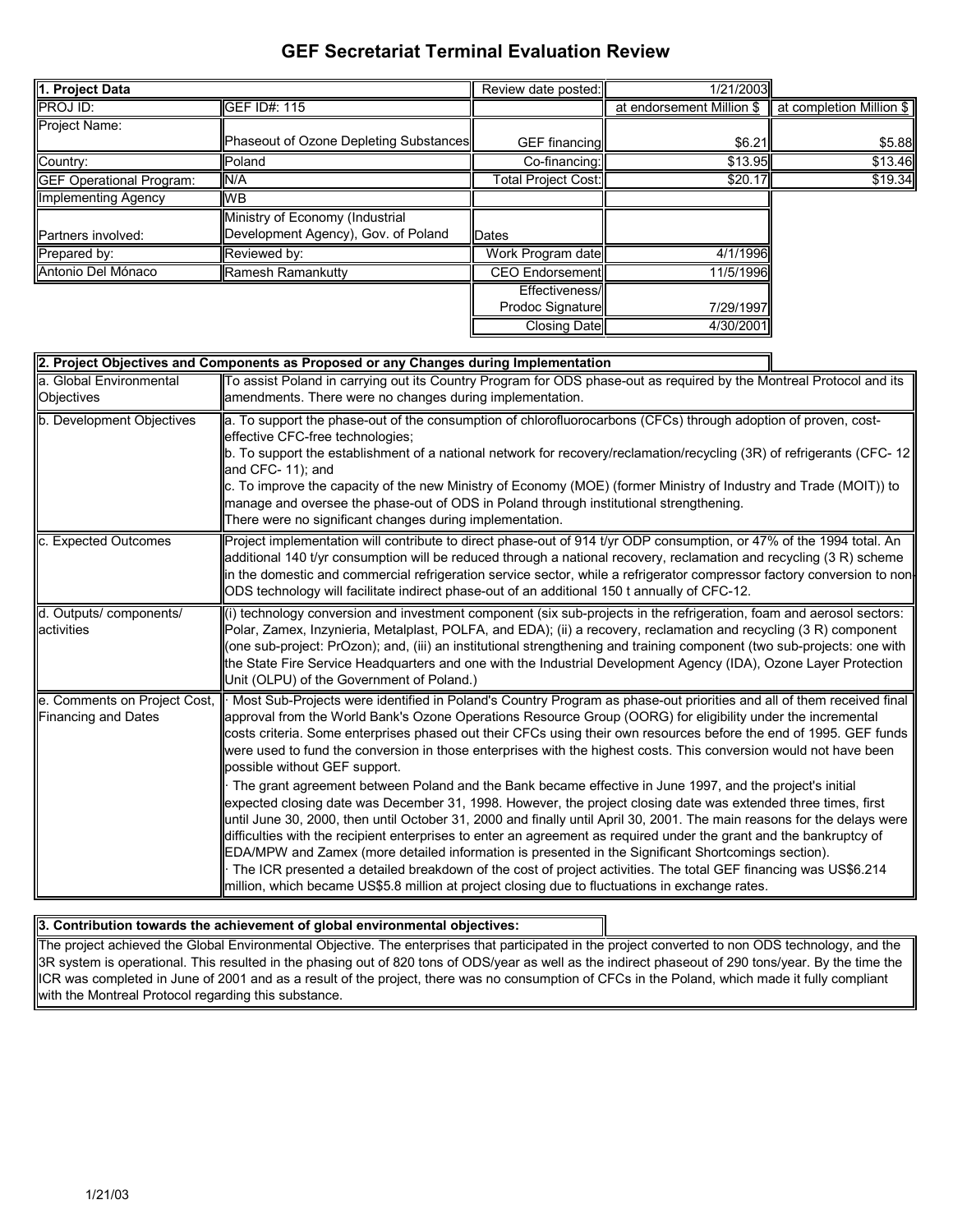# GEF Secretariat Terminal Evaluation Review

| 1. Project Data | | Review date posted: | 1/21/2003 | |
|---|---|---|---|---|
| PROJ ID: | GEF ID#: 115 | | at endorsement Million $ | at completion Million $ |
| Project Name: | Phaseout of Ozone Depleting Substances | GEF financing | $6.21 | $5.88 |
| Country: | Poland | Co-financing: | $13.95 | $13.46 |
| GEF Operational Program: | N/A | Total Project Cost: | $20.17 | $19.34 |
| Implementing Agency | WB | | | |
| Partners involved: | Ministry of Economy (Industrial Development Agency), Gov. of Poland | Dates | | |
| Prepared by: | Reviewed by: | Work Program date | 4/1/1996 | |
| Antonio Del Mónaco | Ramesh Ramankutty | CEO Endorsement | 11/5/1996 | |
| | | Effectiveness/ Prodoc Signature | 7/29/1997 | |
| | | Closing Date | 4/30/2001 | |

| 2. Project Objectives and Components as Proposed or any Changes during Implementation | |
|---|---|
| a. Global Environmental Objectives | To assist Poland in carrying out its Country Program for ODS phase-out as required by the Montreal Protocol and its amendments. There were no changes during implementation. |
| b. Development Objectives | a. To support the phase-out of the consumption of chlorofluorocarbons (CFCs) through adoption of proven, cost-effective CFC-free technologies;<br>b. To support the establishment of a national network for recovery/reclamation/recycling (3R) of refrigerants (CFC- 12 and CFC- 11); and<br>c. To improve the capacity of the new Ministry of Economy (MOE) (former Ministry of Industry and Trade (MOIT)) to manage and oversee the phase-out of ODS in Poland through institutional strengthening.<br>There were no significant changes during implementation. |
| c. Expected Outcomes | Project implementation will contribute to direct phase-out of 914 t/yr ODP consumption, or 47% of the 1994 total. An additional 140 t/yr consumption will be reduced through a national recovery, reclamation and recycling (3 R) scheme in the domestic and commercial refrigeration service sector, while a refrigerator compressor factory conversion to non-ODS technology will facilitate indirect phase-out of an additional 150 t annually of CFC-12. |
| d. Outputs/ components/ activities | (i) technology conversion and investment component (six sub-projects in the refrigeration, foam and aerosol sectors: Polar, Zamex, Inzynieria, Metalplast, POLFA, and EDA); (ii) a recovery, reclamation and recycling (3 R) component (one sub-project: PrOzon); and, (iii) an institutional strengthening and training component (two sub-projects: one with the State Fire Service Headquarters and one with the Industrial Development Agency (IDA), Ozone Layer Protection Unit (OLPU) of the Government of Poland.) |
| e. Comments on Project Cost, Financing and Dates | · Most Sub-Projects were identified in Poland's Country Program as phase-out priorities and all of them received final approval from the World Bank's Ozone Operations Resource Group (OORG) for eligibility under the incremental costs criteria. Some enterprises phased out their CFCs using their own resources before the end of 1995. GEF funds were used to fund the conversion in those enterprises with the highest costs. This conversion would not have been possible without GEF support.<br>· The grant agreement between Poland and the Bank became effective in June 1997, and the project's initial expected closing date was December 31, 1998. However, the project closing date was extended three times, first until June 30, 2000, then until October 31, 2000 and finally until April 30, 2001. The main reasons for the delays were difficulties with the recipient enterprises to enter an agreement as required under the grant and the bankruptcy of EDA/MPW and Zamex (more detailed information is presented in the Significant Shortcomings section).<br>· The ICR presented a detailed breakdown of the cost of project activities. The total GEF financing was US$6.214 million, which became US$5.8 million at project closing due to fluctuations in exchange rates. |

| 3. Contribution towards the achievement of global environmental objectives: |
|---|
| The project achieved the Global Environmental Objective. The enterprises that participated in the project converted to non ODS technology, and the 3R system is operational. This resulted in the phasing out of 820 tons of ODS/year as well as the indirect phaseout of 290 tons/year. By the time the ICR was completed in June of 2001 and as a result of the project, there was no consumption of CFCs in the Poland, which made it fully compliant with the Montreal Protocol regarding this substance. |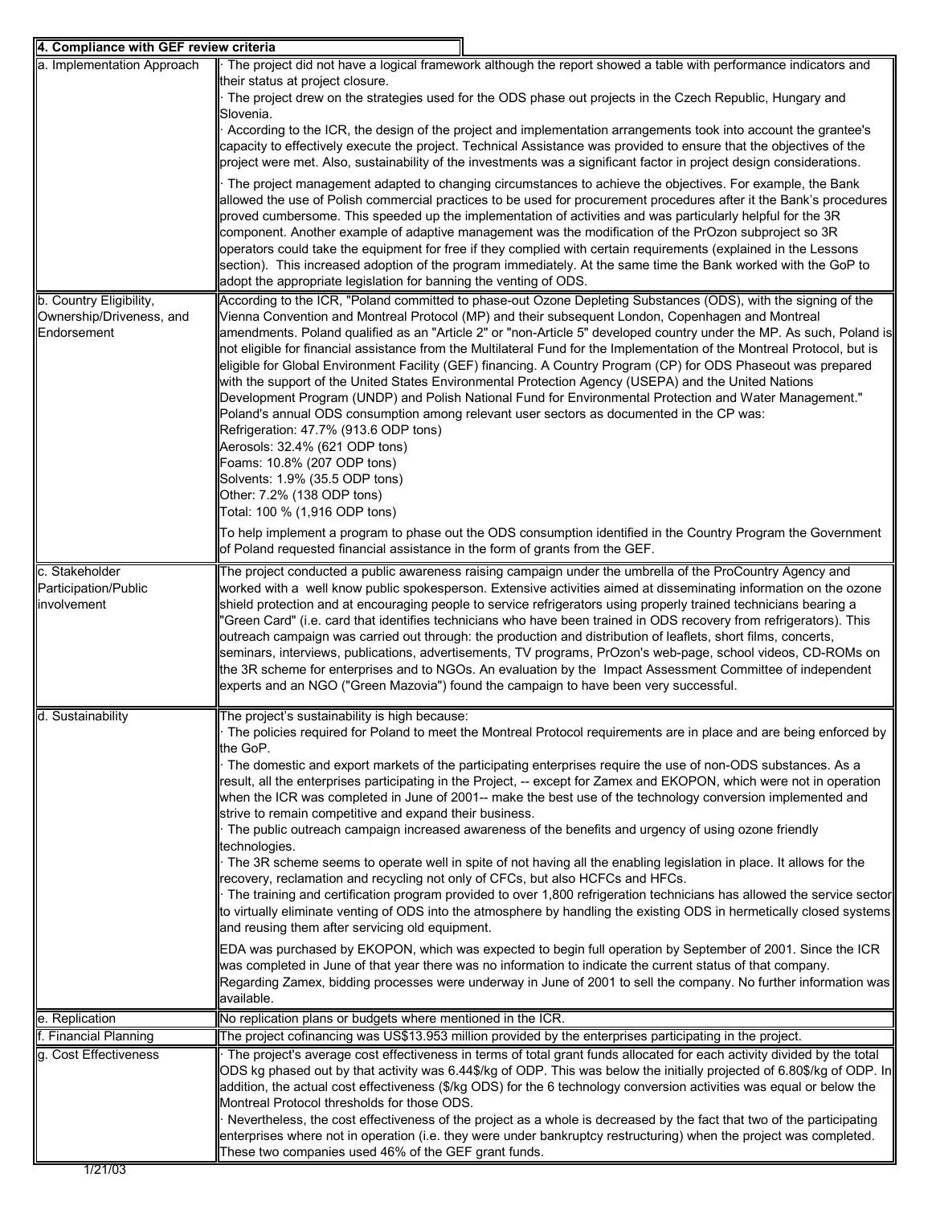| 4. Compliance with GEF review criteria | |
|---|---|
| a. Implementation Approach | · The project did not have a logical framework although the report showed a table with performance indicators and their status at project closure.<br>· The project drew on the strategies used for the ODS phase out projects in the Czech Republic, Hungary and Slovenia.<br>· According to the ICR, the design of the project and implementation arrangements took into account the grantee's capacity to effectively execute the project. Technical Assistance was provided to ensure that the objectives of the project were met. Also, sustainability of the investments was a significant factor in project design considerations.<br>· The project management adapted to changing circumstances to achieve the objectives. For example, the Bank allowed the use of Polish commercial practices to be used for procurement procedures after it the Bank's procedures proved cumbersome. This speeded up the implementation of activities and was particularly helpful for the 3R component. Another example of adaptive management was the modification of the PrOzon subproject so 3R operators could take the equipment for free if they complied with certain requirements (explained in the Lessons section). This increased adoption of the program immediately. At the same time the Bank worked with the GoP to adopt the appropriate legislation for banning the venting of ODS. |
| b. Country Eligibility, Ownership/Driveness, and Endorsement | According to the ICR, "Poland committed to phase-out Ozone Depleting Substances (ODS), with the signing of the Vienna Convention and Montreal Protocol (MP) and their subsequent London, Copenhagen and Montreal amendments. Poland qualified as an "Article 2" or "non-Article 5" developed country under the MP. As such, Poland is not eligible for financial assistance from the Multilateral Fund for the Implementation of the Montreal Protocol, but is eligible for Global Environment Facility (GEF) financing. A Country Program (CP) for ODS Phaseout was prepared with the support of the United States Environmental Protection Agency (USEPA) and the United Nations Development Program (UNDP) and Polish National Fund for Environmental Protection and Water Management."<br>Poland's annual ODS consumption among relevant user sectors as documented in the CP was:<br>Refrigeration: 47.7% (913.6 ODP tons)<br>Aerosols: 32.4% (621 ODP tons)<br>Foams: 10.8% (207 ODP tons)<br>Solvents: 1.9% (35.5 ODP tons)<br>Other: 7.2% (138 ODP tons)<br>Total: 100 % (1,916 ODP tons)<br>To help implement a program to phase out the ODS consumption identified in the Country Program the Government of Poland requested financial assistance in the form of grants from the GEF. |
| c. Stakeholder Participation/Public involvement | The project conducted a public awareness raising campaign under the umbrella of the ProCountry Agency and worked with a well know public spokesperson. Extensive activities aimed at disseminating information on the ozone shield protection and at encouraging people to service refrigerators using properly trained technicians bearing a "Green Card" (i.e. card that identifies technicians who have been trained in ODS recovery from refrigerators). This outreach campaign was carried out through: the production and distribution of leaflets, short films, concerts, seminars, interviews, publications, advertisements, TV programs, PrOzon's web-page, school videos, CD-ROMs on the 3R scheme for enterprises and to NGOs. An evaluation by the Impact Assessment Committee of independent experts and an NGO ("Green Mazovia") found the campaign to have been very successful. |
| d. Sustainability | The project's sustainability is high because:<br>· The policies required for Poland to meet the Montreal Protocol requirements are in place and are being enforced by the GoP.<br>· The domestic and export markets of the participating enterprises require the use of non-ODS substances. As a result, all the enterprises participating in the Project, -- except for Zamex and EKOPON, which were not in operation when the ICR was completed in June of 2001-- make the best use of the technology conversion implemented and strive to remain competitive and expand their business.<br>· The public outreach campaign increased awareness of the benefits and urgency of using ozone friendly technologies.<br>· The 3R scheme seems to operate well in spite of not having all the enabling legislation in place. It allows for the recovery, reclamation and recycling not only of CFCs, but also HCFCs and HFCs.<br>· The training and certification program provided to over 1,800 refrigeration technicians has allowed the service sector to virtually eliminate venting of ODS into the atmosphere by handling the existing ODS in hermetically closed systems and reusing them after servicing old equipment.<br>EDA was purchased by EKOPON, which was expected to begin full operation by September of 2001. Since the ICR was completed in June of that year there was no information to indicate the current status of that company. Regarding Zamex, bidding processes were underway in June of 2001 to sell the company. No further information was available. |
| e. Replication | No replication plans or budgets where mentioned in the ICR. |
| f. Financial Planning | The project cofinancing was US$13.953 million provided by the enterprises participating in the project. |
| g. Cost Effectiveness | · The project's average cost effectiveness in terms of total grant funds allocated for each activity divided by the total ODS kg phased out by that activity was 6.44$/kg of ODP. This was below the initially projected of 6.80$/kg of ODP. In addition, the actual cost effectiveness ($/kg ODS) for the 6 technology conversion activities was equal or below the Montreal Protocol thresholds for those ODS.<br>· Nevertheless, the cost effectiveness of the project as a whole is decreased by the fact that two of the participating enterprises where not in operation (i.e. they were under bankruptcy restructuring) when the project was completed. These two companies used 46% of the GEF grant funds. |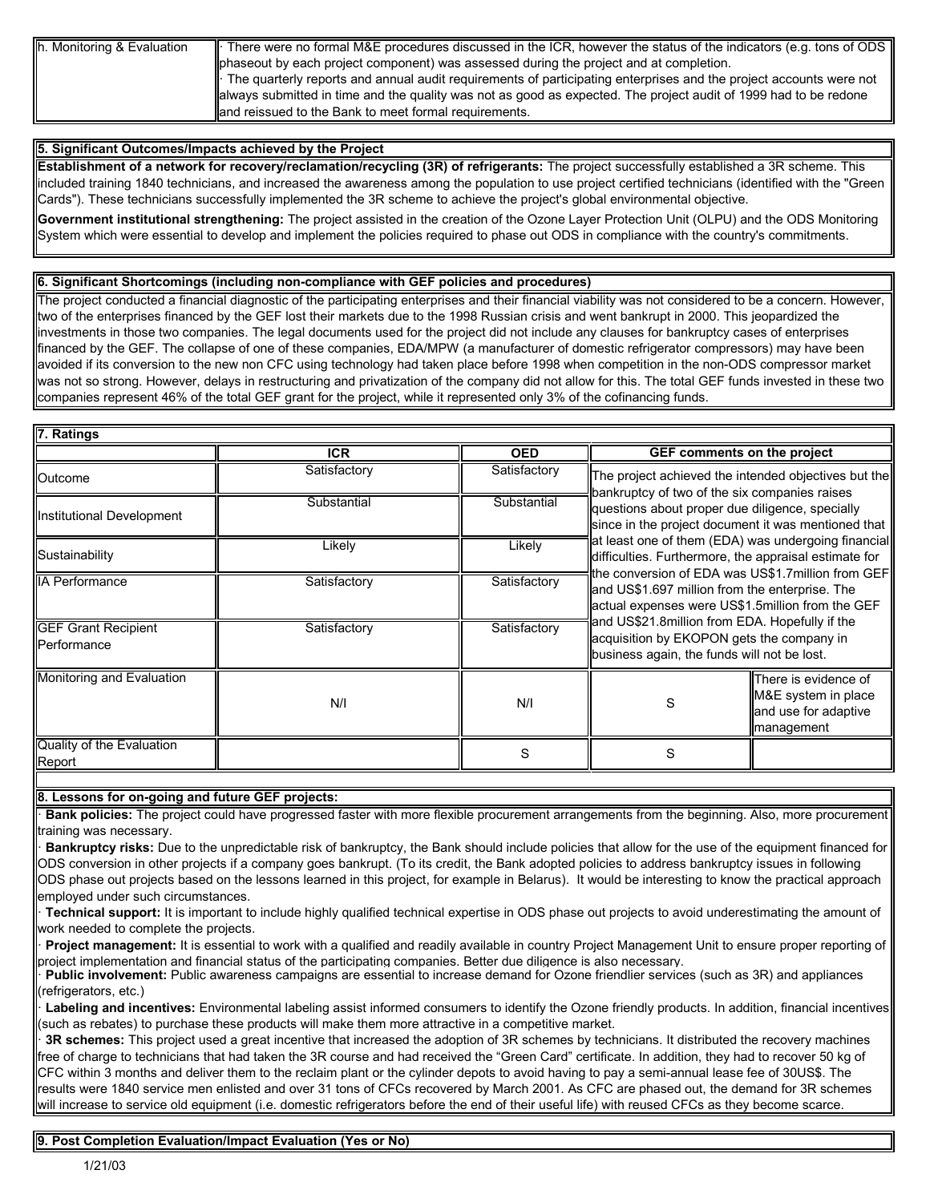| h. Monitoring & Evaluation | · There were no formal M&E procedures discussed in the ICR, however the status of the indicators (e.g. tons of ODS phaseout by each project component) was assessed during the project and at completion.<br>· The quarterly reports and annual audit requirements of participating enterprises and the project accounts were not always submitted in time and the quality was not as good as expected. The project audit of 1999 had to be redone and reissued to the Bank to meet formal requirements. |
|---|---|

**5. Significant Outcomes/Impacts achieved by the Project**

**Establishment of a network for recovery/reclamation/recycling (3R) of refrigerants:** The project successfully established a 3R scheme. This included training 1840 technicians, and increased the awareness among the population to use project certified technicians (identified with the "Green Cards"). These technicians successfully implemented the 3R scheme to achieve the project's global environmental objective.

**Government institutional strengthening:** The project assisted in the creation of the Ozone Layer Protection Unit (OLPU) and the ODS Monitoring System which were essential to develop and implement the policies required to phase out ODS in compliance with the country's commitments.

**6. Significant Shortcomings (including non-compliance with GEF policies and procedures)**

The project conducted a financial diagnostic of the participating enterprises and their financial viability was not considered to be a concern. However, two of the enterprises financed by the GEF lost their markets due to the 1998 Russian crisis and went bankrupt in 2000. This jeopardized the investments in those two companies. The legal documents used for the project did not include any clauses for bankruptcy cases of enterprises financed by the GEF. The collapse of one of these companies, EDA/MPW (a manufacturer of domestic refrigerator compressors) may have been avoided if its conversion to the new non CFC using technology had taken place before 1998 when competition in the non-ODS compressor market was not so strong. However, delays in restructuring and privatization of the company did not allow for this. The total GEF funds invested in these two companies represent 46% of the total GEF grant for the project, while it represented only 3% of the cofinancing funds.

**7. Ratings**

| | ICR | OED | GEF comments on the project | |
|---|---|---|---|---|
| Outcome | Satisfactory | Satisfactory | The project achieved the intended objectives but the bankruptcy of two of the six companies raises questions about proper due diligence, specially since in the project document it was mentioned that at least one of them (EDA) was undergoing financial difficulties. Furthermore, the appraisal estimate for the conversion of EDA was US$1.7million from GEF and US$1.697 million from the enterprise. The actual expenses were US$1.5million from the GEF and US$21.8million from EDA. Hopefully if the acquisition by EKOPON gets the company in business again, the funds will not be lost. | |
| Institutional Development | Substantial | Substantial | | |
| Sustainability | Likely | Likely | | |
| IA Performance | Satisfactory | Satisfactory | | |
| GEF Grant Recipient Performance | Satisfactory | Satisfactory | | |
| Monitoring and Evaluation | N/I | N/I | S | There is evidence of M&E system in place and use for adaptive management |
| Quality of the Evaluation Report | | S | S | |

**8. Lessons for on-going and future GEF projects:**

· **Bank policies:** The project could have progressed faster with more flexible procurement arrangements from the beginning. Also, more procurement training was necessary.

· **Bankruptcy risks:** Due to the unpredictable risk of bankruptcy, the Bank should include policies that allow for the use of the equipment financed for ODS conversion in other projects if a company goes bankrupt. (To its credit, the Bank adopted policies to address bankruptcy issues in following ODS phase out projects based on the lessons learned in this project, for example in Belarus). It would be interesting to know the practical approach employed under such circumstances.

· **Technical support:** It is important to include highly qualified technical expertise in ODS phase out projects to avoid underestimating the amount of work needed to complete the projects.

· **Project management:** It is essential to work with a qualified and readily available in country Project Management Unit to ensure proper reporting of project implementation and financial status of the participating companies. Better due diligence is also necessary.

· **Public involvement:** Public awareness campaigns are essential to increase demand for Ozone friendlier services (such as 3R) and appliances (refrigerators, etc.)

· **Labeling and incentives:** Environmental labeling assist informed consumers to identify the Ozone friendly products. In addition, financial incentives (such as rebates) to purchase these products will make them more attractive in a competitive market.

· **3R schemes:** This project used a great incentive that increased the adoption of 3R schemes by technicians. It distributed the recovery machines free of charge to technicians that had taken the 3R course and had received the "Green Card" certificate. In addition, they had to recover 50 kg of CFC within 3 months and deliver them to the reclaim plant or the cylinder depots to avoid having to pay a semi-annual lease fee of 30US$. The results were 1840 service men enlisted and over 31 tons of CFCs recovered by March 2001. As CFC are phased out, the demand for 3R schemes will increase to service old equipment (i.e. domestic refrigerators before the end of their useful life) with reused CFCs as they become scarce.

**9. Post Completion Evaluation/Impact Evaluation (Yes or No)**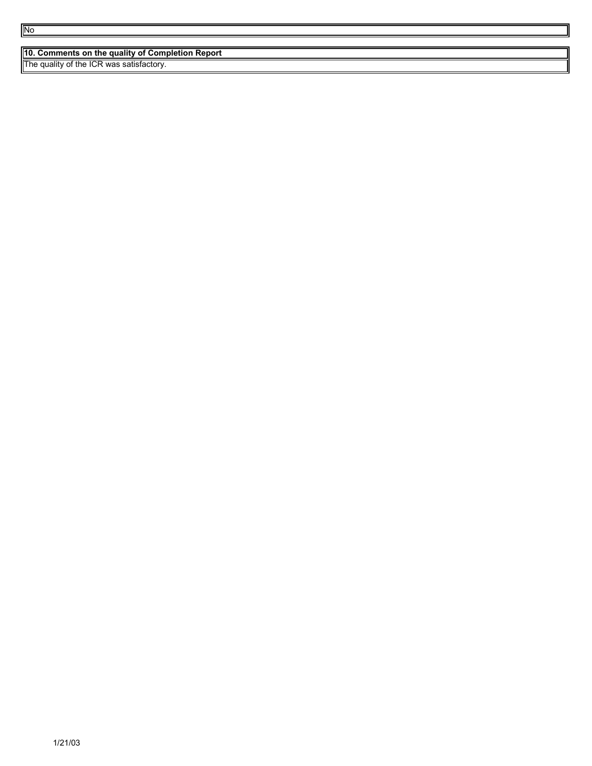No

**10. Comments on the quality of Completion Report**

The quality of the ICR was satisfactory.